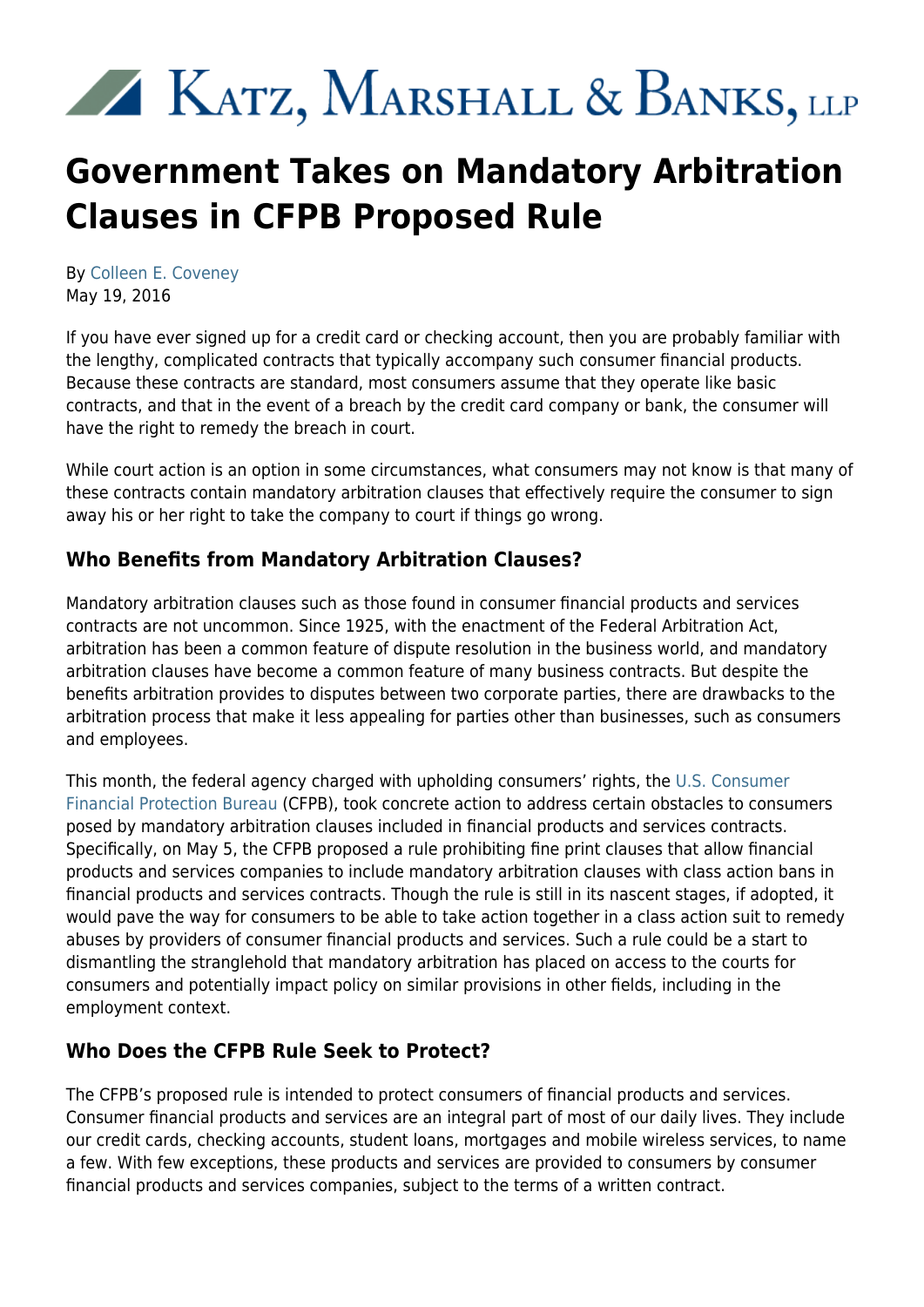# Katz, Marshall & Banks, LLP

# Government Takes on Mandatory Arbitration Clauses in CFPB Proposed Rule

By Colleen E. Coveney
May 19, 2016

If you have ever signed up for a credit card or checking account, then you are probably familiar with the lengthy, complicated contracts that typically accompany such consumer financial products. Because these contracts are standard, most consumers assume that they operate like basic contracts, and that in the event of a breach by the credit card company or bank, the consumer will have the right to remedy the breach in court.

While court action is an option in some circumstances, what consumers may not know is that many of these contracts contain mandatory arbitration clauses that effectively require the consumer to sign away his or her right to take the company to court if things go wrong.

### Who Benefits from Mandatory Arbitration Clauses?

Mandatory arbitration clauses such as those found in consumer financial products and services contracts are not uncommon. Since 1925, with the enactment of the Federal Arbitration Act, arbitration has been a common feature of dispute resolution in the business world, and mandatory arbitration clauses have become a common feature of many business contracts. But despite the benefits arbitration provides to disputes between two corporate parties, there are drawbacks to the arbitration process that make it less appealing for parties other than businesses, such as consumers and employees.

This month, the federal agency charged with upholding consumers' rights, the U.S. Consumer Financial Protection Bureau (CFPB), took concrete action to address certain obstacles to consumers posed by mandatory arbitration clauses included in financial products and services contracts. Specifically, on May 5, the CFPB proposed a rule prohibiting fine print clauses that allow financial products and services companies to include mandatory arbitration clauses with class action bans in financial products and services contracts. Though the rule is still in its nascent stages, if adopted, it would pave the way for consumers to be able to take action together in a class action suit to remedy abuses by providers of consumer financial products and services. Such a rule could be a start to dismantling the stranglehold that mandatory arbitration has placed on access to the courts for consumers and potentially impact policy on similar provisions in other fields, including in the employment context.

### Who Does the CFPB Rule Seek to Protect?

The CFPB's proposed rule is intended to protect consumers of financial products and services. Consumer financial products and services are an integral part of most of our daily lives. They include our credit cards, checking accounts, student loans, mortgages and mobile wireless services, to name a few. With few exceptions, these products and services are provided to consumers by consumer financial products and services companies, subject to the terms of a written contract.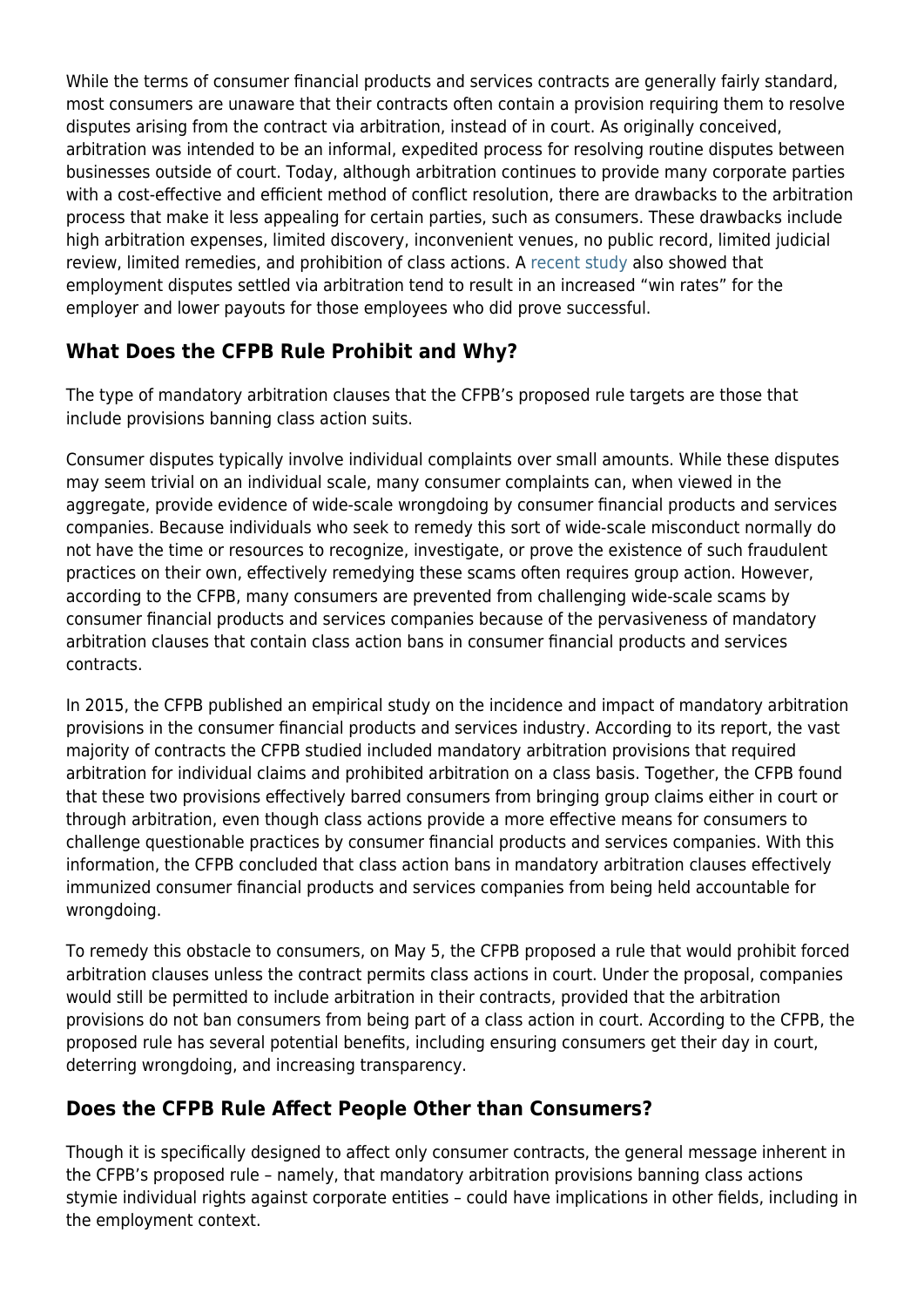While the terms of consumer financial products and services contracts are generally fairly standard, most consumers are unaware that their contracts often contain a provision requiring them to resolve disputes arising from the contract via arbitration, instead of in court. As originally conceived, arbitration was intended to be an informal, expedited process for resolving routine disputes between businesses outside of court. Today, although arbitration continues to provide many corporate parties with a cost-effective and efficient method of conflict resolution, there are drawbacks to the arbitration process that make it less appealing for certain parties, such as consumers. These drawbacks include high arbitration expenses, limited discovery, inconvenient venues, no public record, limited judicial review, limited remedies, and prohibition of class actions. A recent study also showed that employment disputes settled via arbitration tend to result in an increased "win rates" for the employer and lower payouts for those employees who did prove successful.

### What Does the CFPB Rule Prohibit and Why?

The type of mandatory arbitration clauses that the CFPB's proposed rule targets are those that include provisions banning class action suits.

Consumer disputes typically involve individual complaints over small amounts. While these disputes may seem trivial on an individual scale, many consumer complaints can, when viewed in the aggregate, provide evidence of wide-scale wrongdoing by consumer financial products and services companies. Because individuals who seek to remedy this sort of wide-scale misconduct normally do not have the time or resources to recognize, investigate, or prove the existence of such fraudulent practices on their own, effectively remedying these scams often requires group action. However, according to the CFPB, many consumers are prevented from challenging wide-scale scams by consumer financial products and services companies because of the pervasiveness of mandatory arbitration clauses that contain class action bans in consumer financial products and services contracts.

In 2015, the CFPB published an empirical study on the incidence and impact of mandatory arbitration provisions in the consumer financial products and services industry. According to its report, the vast majority of contracts the CFPB studied included mandatory arbitration provisions that required arbitration for individual claims and prohibited arbitration on a class basis. Together, the CFPB found that these two provisions effectively barred consumers from bringing group claims either in court or through arbitration, even though class actions provide a more effective means for consumers to challenge questionable practices by consumer financial products and services companies. With this information, the CFPB concluded that class action bans in mandatory arbitration clauses effectively immunized consumer financial products and services companies from being held accountable for wrongdoing.

To remedy this obstacle to consumers, on May 5, the CFPB proposed a rule that would prohibit forced arbitration clauses unless the contract permits class actions in court. Under the proposal, companies would still be permitted to include arbitration in their contracts, provided that the arbitration provisions do not ban consumers from being part of a class action in court. According to the CFPB, the proposed rule has several potential benefits, including ensuring consumers get their day in court, deterring wrongdoing, and increasing transparency.

### Does the CFPB Rule Affect People Other than Consumers?

Though it is specifically designed to affect only consumer contracts, the general message inherent in the CFPB's proposed rule – namely, that mandatory arbitration provisions banning class actions stymie individual rights against corporate entities – could have implications in other fields, including in the employment context.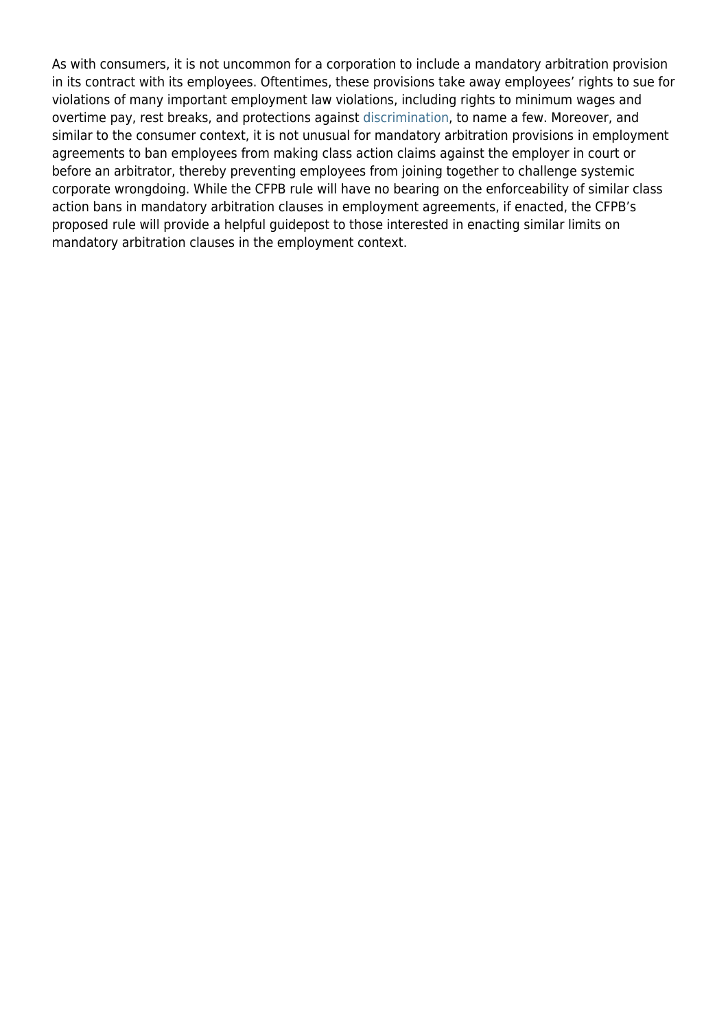As with consumers, it is not uncommon for a corporation to include a mandatory arbitration provision in its contract with its employees. Oftentimes, these provisions take away employees' rights to sue for violations of many important employment law violations, including rights to minimum wages and overtime pay, rest breaks, and protections against discrimination, to name a few. Moreover, and similar to the consumer context, it is not unusual for mandatory arbitration provisions in employment agreements to ban employees from making class action claims against the employer in court or before an arbitrator, thereby preventing employees from joining together to challenge systemic corporate wrongdoing. While the CFPB rule will have no bearing on the enforceability of similar class action bans in mandatory arbitration clauses in employment agreements, if enacted, the CFPB's proposed rule will provide a helpful guidepost to those interested in enacting similar limits on mandatory arbitration clauses in the employment context.